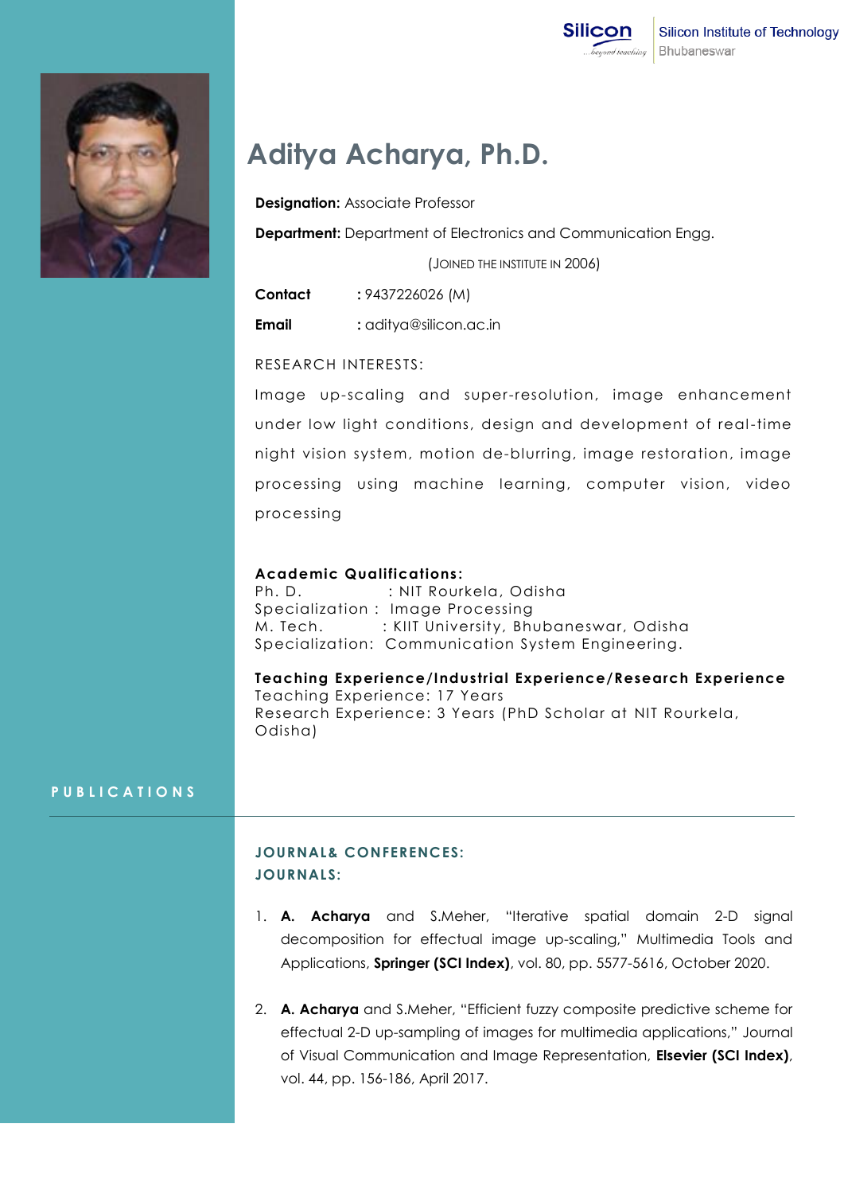Silicon Institute of Technology
Bhubaneswar

# Aditya Acharya, Ph.D.

**Designation:** Associate Professor

**Department:** Department of Electronics and Communication Engg.

(Joined the institute in 2006)

**Contact** : 9437226026 (M)

**Email** : aditya@silicon.ac.in

RESEARCH INTERESTS:

Image up-scaling and super-resolution, image enhancement under low light conditions, design and development of real-time night vision system, motion de-blurring, image restoration, image processing using machine learning, computer vision, video processing

**Academic Qualifications:**

Ph. D. : NIT Rourkela, Odisha
Specialization : Image Processing
M. Tech. : KIIT University, Bhubaneswar, Odisha
Specialization: Communication System Engineering.

**Teaching Experience/Industrial Experience/Research Experience**

Teaching Experience: 17 Years
Research Experience: 3 Years (PhD Scholar at NIT Rourkela, Odisha)

## PUBLICATIONS

### JOURNAL& CONFERENCES:

### JOURNALS:

1. **A. Acharya** and S.Meher, "Iterative spatial domain 2-D signal decomposition for effectual image up-scaling," Multimedia Tools and Applications, **Springer (SCI Index)**, vol. 80, pp. 5577-5616, October 2020.

2. **A. Acharya** and S.Meher, "Efficient fuzzy composite predictive scheme for effectual 2-D up-sampling of images for multimedia applications," Journal of Visual Communication and Image Representation, **Elsevier (SCI Index)**, vol. 44, pp. 156-186, April 2017.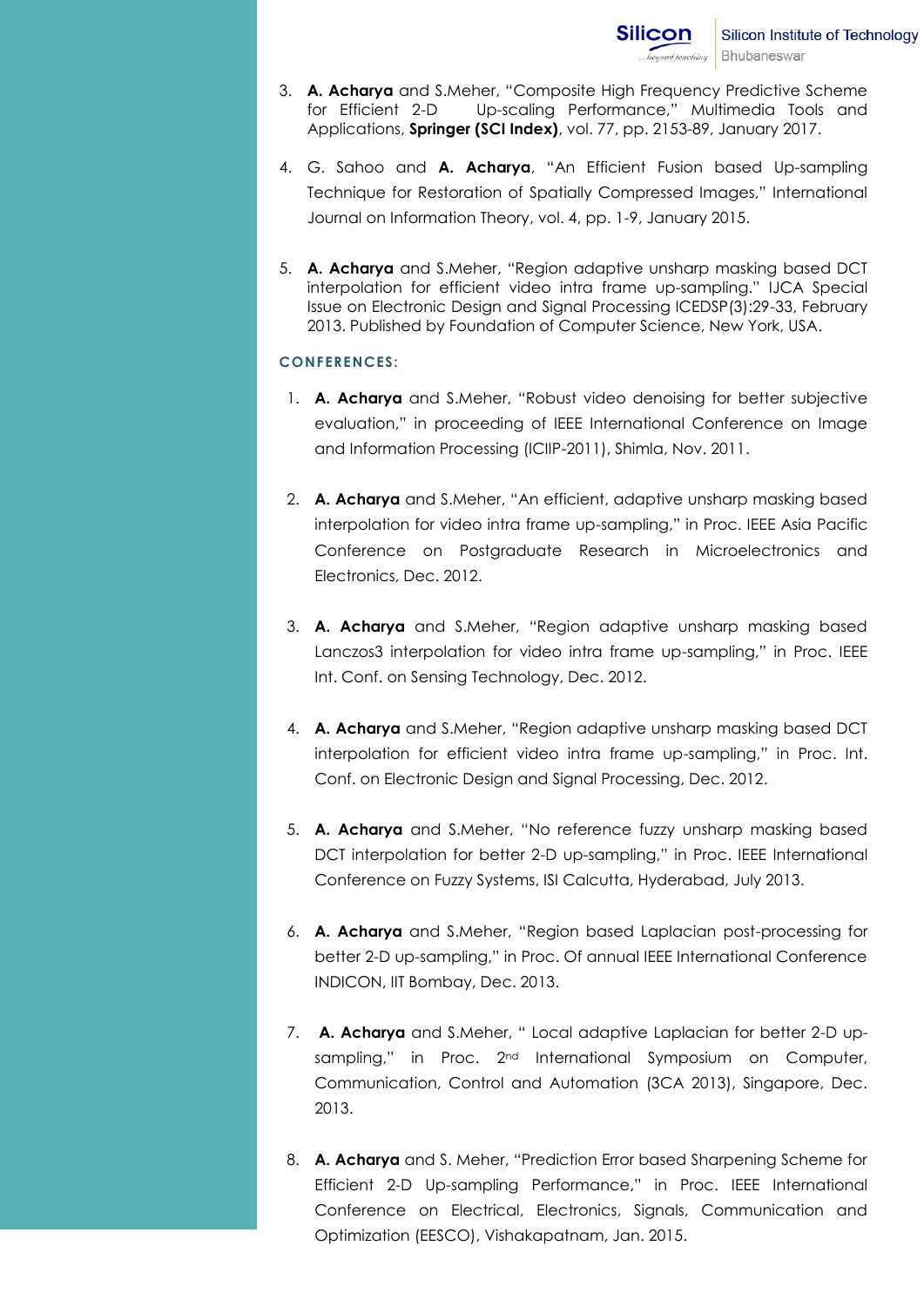3. **A. Acharya** and S.Meher, "Composite High Frequency Predictive Scheme for Efficient 2-D Up-scaling Performance," Multimedia Tools and Applications, **Springer (SCI Index)**, vol. 77, pp. 2153-89, January 2017.

4. G. Sahoo and **A. Acharya**, "An Efficient Fusion based Up-sampling Technique for Restoration of Spatially Compressed Images," International Journal on Information Theory, vol. 4, pp. 1-9, January 2015.

5. **A. Acharya** and S.Meher, "Region adaptive unsharp masking based DCT interpolation for efficient video intra frame up-sampling." IJCA Special Issue on Electronic Design and Signal Processing ICEDSP(3):29-33, February 2013. Published by Foundation of Computer Science, New York, USA.

## CONFERENCES:

1. **A. Acharya** and S.Meher, "Robust video denoising for better subjective evaluation," in proceeding of IEEE International Conference on Image and Information Processing (ICIIP-2011), Shimla, Nov. 2011.

2. **A. Acharya** and S.Meher, "An efficient, adaptive unsharp masking based interpolation for video intra frame up-sampling," in Proc. IEEE Asia Pacific Conference on Postgraduate Research in Microelectronics and Electronics, Dec. 2012.

3. **A. Acharya** and S.Meher, "Region adaptive unsharp masking based Lanczos3 interpolation for video intra frame up-sampling," in Proc. IEEE Int. Conf. on Sensing Technology, Dec. 2012.

4. **A. Acharya** and S.Meher, "Region adaptive unsharp masking based DCT interpolation for efficient video intra frame up-sampling," in Proc. Int. Conf. on Electronic Design and Signal Processing, Dec. 2012.

5. **A. Acharya** and S.Meher, "No reference fuzzy unsharp masking based DCT interpolation for better 2-D up-sampling," in Proc. IEEE International Conference on Fuzzy Systems, ISI Calcutta, Hyderabad, July 2013.

6. **A. Acharya** and S.Meher, "Region based Laplacian post-processing for better 2-D up-sampling," in Proc. Of annual IEEE International Conference INDICON, IIT Bombay, Dec. 2013.

7. **A. Acharya** and S.Meher, " Local adaptive Laplacian for better 2-D up-sampling," in Proc. 2nd International Symposium on Computer, Communication, Control and Automation (3CA 2013), Singapore, Dec. 2013.

8. **A. Acharya** and S. Meher, "Prediction Error based Sharpening Scheme for Efficient 2-D Up-sampling Performance," in Proc. IEEE International Conference on Electrical, Electronics, Signals, Communication and Optimization (EESCO), Vishakapatnam, Jan. 2015.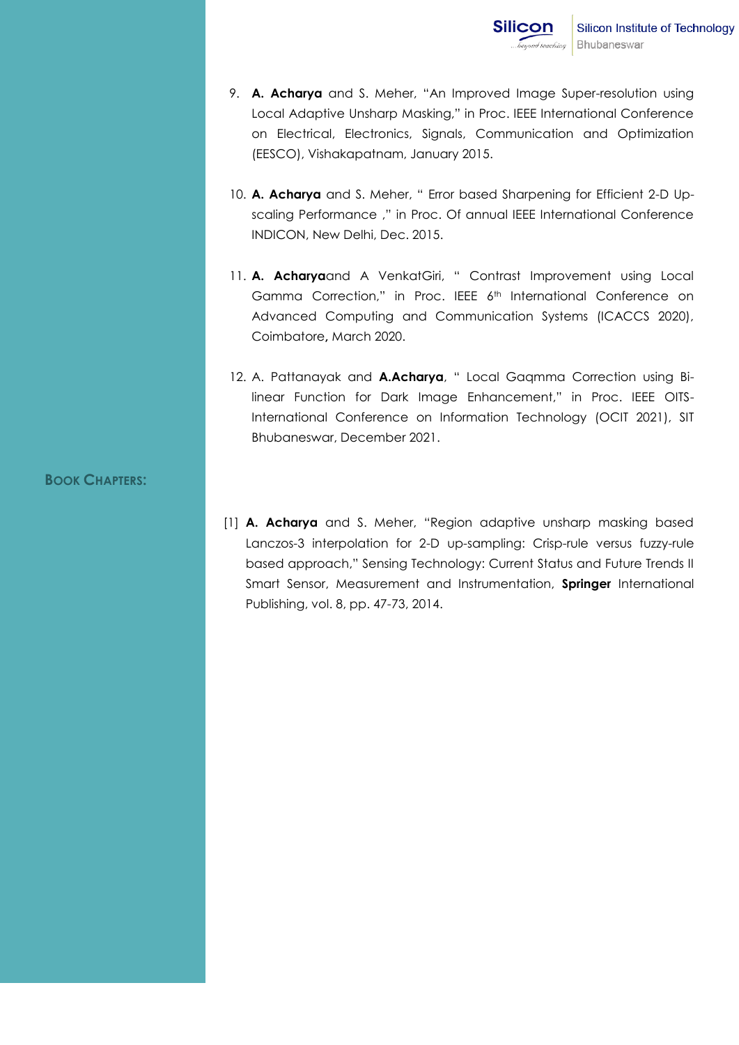9. **A. Acharya** and S. Meher, "An Improved Image Super-resolution using Local Adaptive Unsharp Masking," in Proc. IEEE International Conference on Electrical, Electronics, Signals, Communication and Optimization (EESCO), Vishakapatnam, January 2015.

10. **A. Acharya** and S. Meher, " Error based Sharpening for Efficient 2-D Up-scaling Performance ," in Proc. Of annual IEEE International Conference INDICON, New Delhi, Dec. 2015.

11. **A. Acharya**and A VenkatGiri, " Contrast Improvement using Local Gamma Correction," in Proc. IEEE 6th International Conference on Advanced Computing and Communication Systems (ICACCS 2020), Coimbatore**,** March 2020.

12. A. Pattanayak and **A.Acharya**, " Local Gaqmma Correction using Bi-linear Function for Dark Image Enhancement," in Proc. IEEE OITS-International Conference on Information Technology (OCIT 2021), SIT Bhubaneswar, December 2021.

## Book Chapters:

[1] **A. Acharya** and S. Meher, "Region adaptive unsharp masking based Lanczos-3 interpolation for 2-D up-sampling: Crisp-rule versus fuzzy-rule based approach," Sensing Technology: Current Status and Future Trends II Smart Sensor, Measurement and Instrumentation, **Springer** International Publishing, vol. 8, pp. 47-73, 2014.